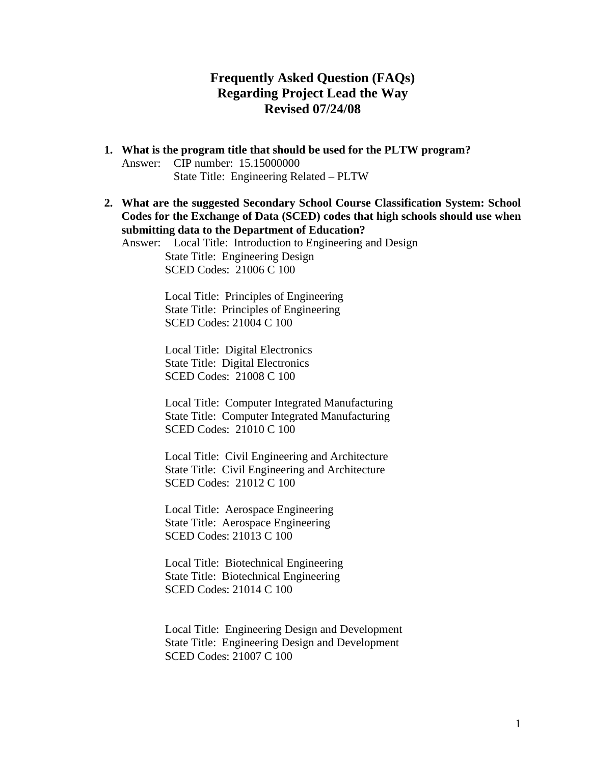# Frequently Asked Question (FAQs) Regarding Project Lead the Way Revised 07/24/08

1. **What is the program title that should be used for the PLTW program?**

   Answer: CIP number: 15.15000000
   State Title: Engineering Related – PLTW

2. **What are the suggested Secondary School Course Classification System: School Codes for the Exchange of Data (SCED) codes that high schools should use when submitting data to the Department of Education?**

   Answer: Local Title: Introduction to Engineering and Design
   State Title: Engineering Design
   SCED Codes: 21006 C 100

   Local Title: Principles of Engineering
   State Title: Principles of Engineering
   SCED Codes: 21004 C 100

   Local Title: Digital Electronics
   State Title: Digital Electronics
   SCED Codes: 21008 C 100

   Local Title: Computer Integrated Manufacturing
   State Title: Computer Integrated Manufacturing
   SCED Codes: 21010 C 100

   Local Title: Civil Engineering and Architecture
   State Title: Civil Engineering and Architecture
   SCED Codes: 21012 C 100

   Local Title: Aerospace Engineering
   State Title: Aerospace Engineering
   SCED Codes: 21013 C 100

   Local Title: Biotechnical Engineering
   State Title: Biotechnical Engineering
   SCED Codes: 21014 C 100

   Local Title: Engineering Design and Development
   State Title: Engineering Design and Development
   SCED Codes: 21007 C 100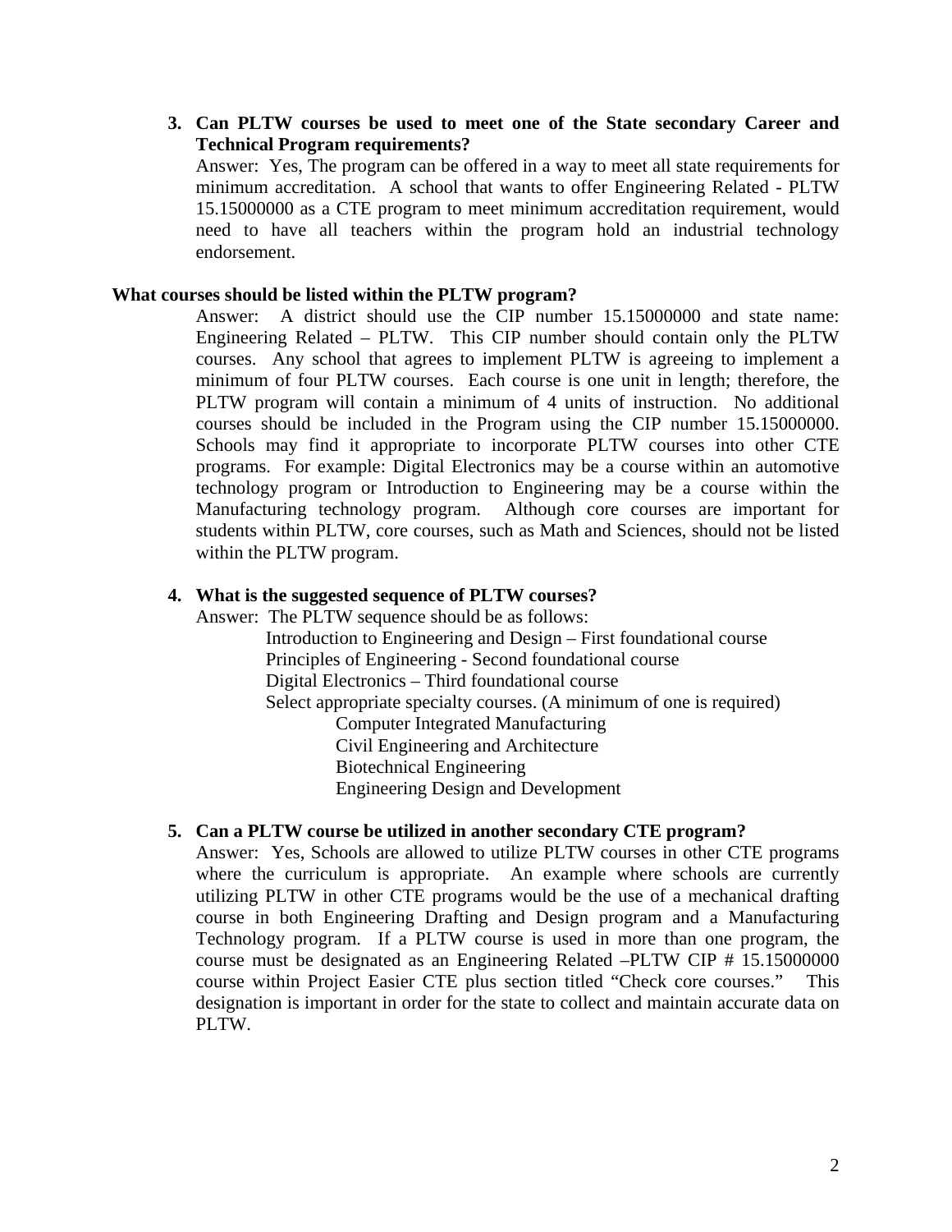3. **Can PLTW courses be used to meet one of the State secondary Career and Technical Program requirements?**

   Answer: Yes, The program can be offered in a way to meet all state requirements for minimum accreditation. A school that wants to offer Engineering Related - PLTW 15.15000000 as a CTE program to meet minimum accreditation requirement, would need to have all teachers within the program hold an industrial technology endorsement.

**What courses should be listed within the PLTW program?**

Answer: A district should use the CIP number 15.15000000 and state name: Engineering Related – PLTW. This CIP number should contain only the PLTW courses. Any school that agrees to implement PLTW is agreeing to implement a minimum of four PLTW courses. Each course is one unit in length; therefore, the PLTW program will contain a minimum of 4 units of instruction. No additional courses should be included in the Program using the CIP number 15.15000000. Schools may find it appropriate to incorporate PLTW courses into other CTE programs. For example: Digital Electronics may be a course within an automotive technology program or Introduction to Engineering may be a course within the Manufacturing technology program. Although core courses are important for students within PLTW, core courses, such as Math and Sciences, should not be listed within the PLTW program.

4. **What is the suggested sequence of PLTW courses?**

   Answer: The PLTW sequence should be as follows:

   - Introduction to Engineering and Design – First foundational course
   - Principles of Engineering - Second foundational course
   - Digital Electronics – Third foundational course
   - Select appropriate specialty courses. (A minimum of one is required)
     - Computer Integrated Manufacturing
     - Civil Engineering and Architecture
     - Biotechnical Engineering
     - Engineering Design and Development

5. **Can a PLTW course be utilized in another secondary CTE program?**

   Answer: Yes, Schools are allowed to utilize PLTW courses in other CTE programs where the curriculum is appropriate. An example where schools are currently utilizing PLTW in other CTE programs would be the use of a mechanical drafting course in both Engineering Drafting and Design program and a Manufacturing Technology program. If a PLTW course is used in more than one program, the course must be designated as an Engineering Related –PLTW CIP # 15.15000000 course within Project Easier CTE plus section titled "Check core courses." This designation is important in order for the state to collect and maintain accurate data on PLTW.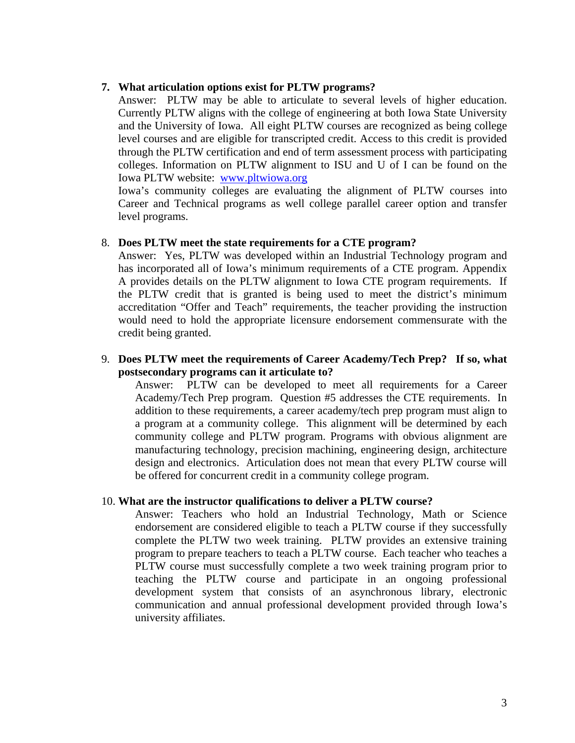7. **What articulation options exist for PLTW programs?**

   Answer: PLTW may be able to articulate to several levels of higher education. Currently PLTW aligns with the college of engineering at both Iowa State University and the University of Iowa. All eight PLTW courses are recognized as being college level courses and are eligible for transcripted credit. Access to this credit is provided through the PLTW certification and end of term assessment process with participating colleges. Information on PLTW alignment to ISU and U of I can be found on the Iowa PLTW website: [www.pltwiowa.org](www.pltwiowa.org)

   Iowa's community colleges are evaluating the alignment of PLTW courses into Career and Technical programs as well college parallel career option and transfer level programs.

8. **Does PLTW meet the state requirements for a CTE program?**

   Answer: Yes, PLTW was developed within an Industrial Technology program and has incorporated all of Iowa's minimum requirements of a CTE program. Appendix A provides details on the PLTW alignment to Iowa CTE program requirements. If the PLTW credit that is being used to meet the district's minimum accreditation "Offer and Teach" requirements, the teacher providing the instruction would need to hold the appropriate licensure endorsement commensurate with the credit being granted.

9. **Does PLTW meet the requirements of Career Academy/Tech Prep? If so, what postsecondary programs can it articulate to?**

   Answer: PLTW can be developed to meet all requirements for a Career Academy/Tech Prep program. Question #5 addresses the CTE requirements. In addition to these requirements, a career academy/tech prep program must align to a program at a community college. This alignment will be determined by each community college and PLTW program. Programs with obvious alignment are manufacturing technology, precision machining, engineering design, architecture design and electronics. Articulation does not mean that every PLTW course will be offered for concurrent credit in a community college program.

10. **What are the instructor qualifications to deliver a PLTW course?**

    Answer: Teachers who hold an Industrial Technology, Math or Science endorsement are considered eligible to teach a PLTW course if they successfully complete the PLTW two week training. PLTW provides an extensive training program to prepare teachers to teach a PLTW course. Each teacher who teaches a PLTW course must successfully complete a two week training program prior to teaching the PLTW course and participate in an ongoing professional development system that consists of an asynchronous library, electronic communication and annual professional development provided through Iowa's university affiliates.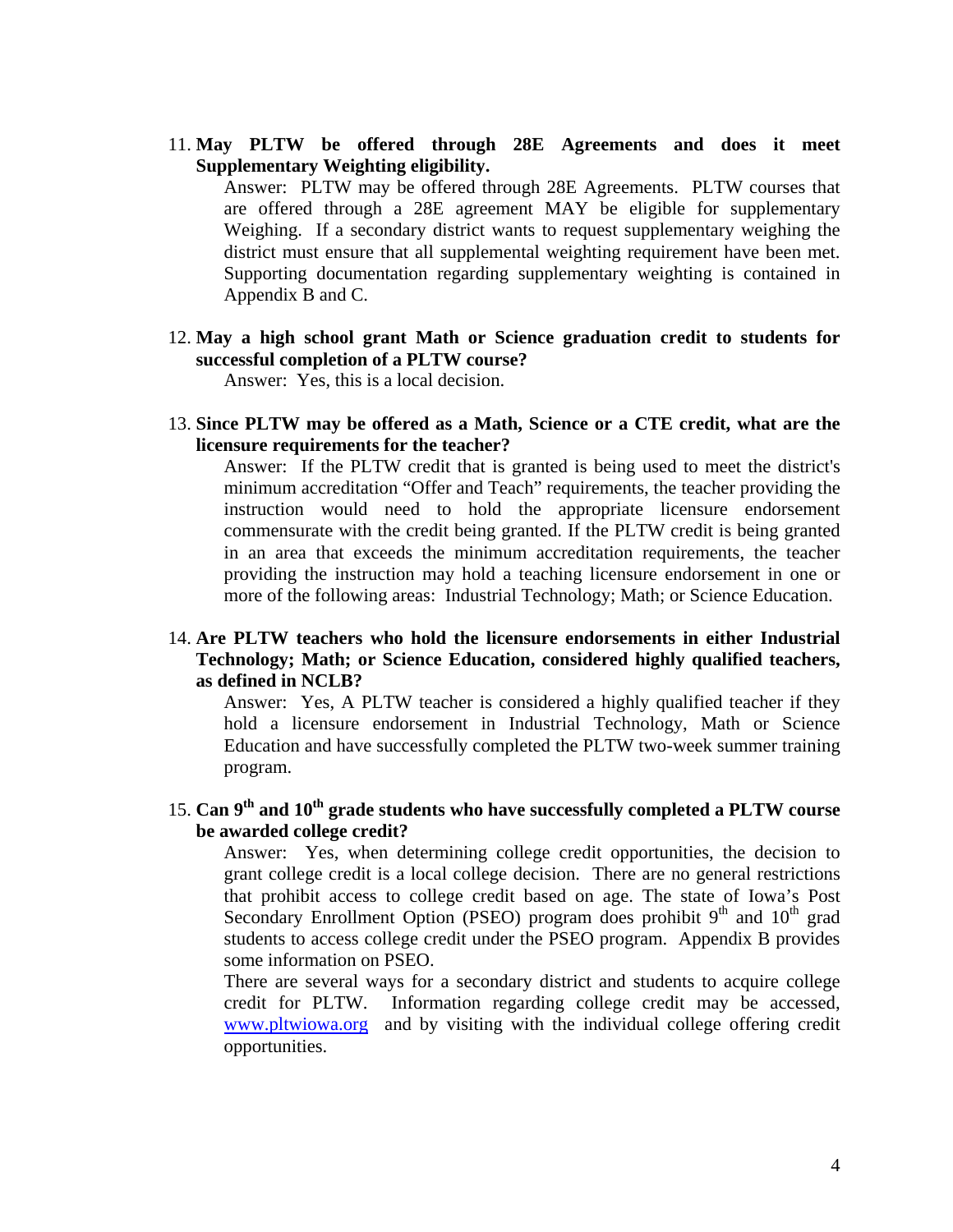11. **May PLTW be offered through 28E Agreements and does it meet Supplementary Weighting eligibility.**

    Answer: PLTW may be offered through 28E Agreements. PLTW courses that are offered through a 28E agreement MAY be eligible for supplementary Weighing. If a secondary district wants to request supplementary weighing the district must ensure that all supplemental weighting requirement have been met. Supporting documentation regarding supplementary weighting is contained in Appendix B and C.

12. **May a high school grant Math or Science graduation credit to students for successful completion of a PLTW course?**

    Answer: Yes, this is a local decision.

13. **Since PLTW may be offered as a Math, Science or a CTE credit, what are the licensure requirements for the teacher?**

    Answer: If the PLTW credit that is granted is being used to meet the district's minimum accreditation "Offer and Teach" requirements, the teacher providing the instruction would need to hold the appropriate licensure endorsement commensurate with the credit being granted. If the PLTW credit is being granted in an area that exceeds the minimum accreditation requirements, the teacher providing the instruction may hold a teaching licensure endorsement in one or more of the following areas: Industrial Technology; Math; or Science Education.

14. **Are PLTW teachers who hold the licensure endorsements in either Industrial Technology; Math; or Science Education, considered highly qualified teachers, as defined in NCLB?**

    Answer: Yes, A PLTW teacher is considered a highly qualified teacher if they hold a licensure endorsement in Industrial Technology, Math or Science Education and have successfully completed the PLTW two-week summer training program.

15. **Can 9th and 10th grade students who have successfully completed a PLTW course be awarded college credit?**

    Answer: Yes, when determining college credit opportunities, the decision to grant college credit is a local college decision. There are no general restrictions that prohibit access to college credit based on age. The state of Iowa's Post Secondary Enrollment Option (PSEO) program does prohibit 9th and 10th grad students to access college credit under the PSEO program. Appendix B provides some information on PSEO.

    There are several ways for a secondary district and students to acquire college credit for PLTW. Information regarding college credit may be accessed, [www.pltwiowa.org](http://www.pltwiowa.org) and by visiting with the individual college offering credit opportunities.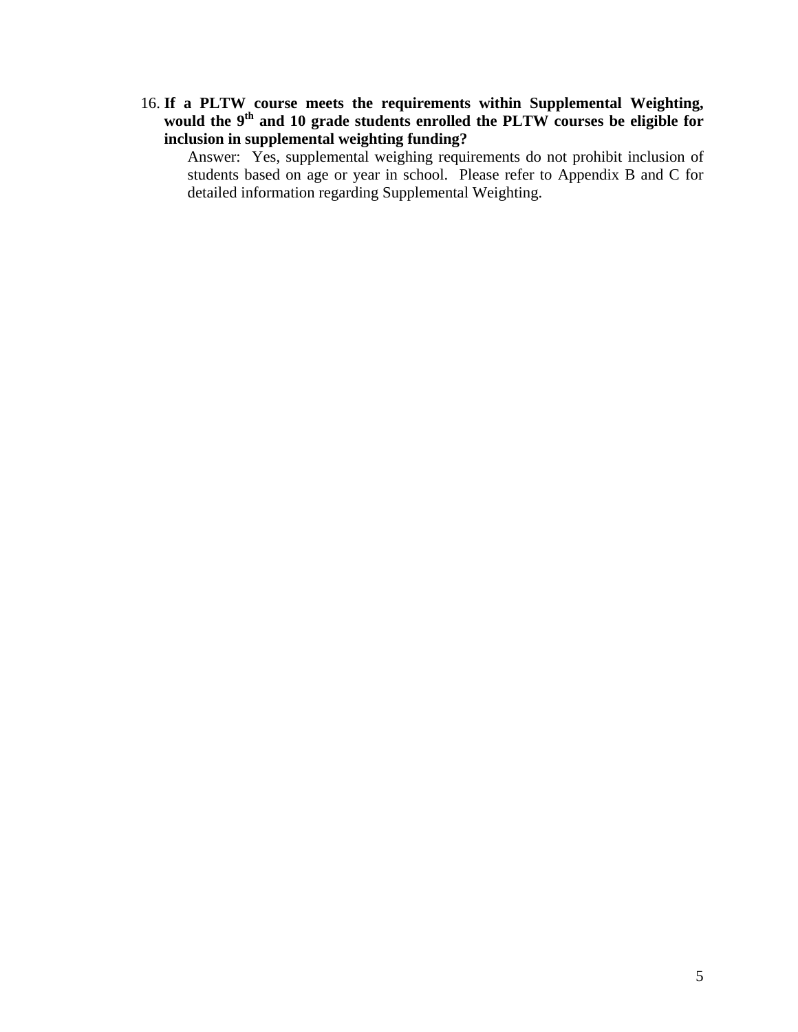16. **If a PLTW course meets the requirements within Supplemental Weighting, would the 9th and 10 grade students enrolled the PLTW courses be eligible for inclusion in supplemental weighting funding?**

    Answer: Yes, supplemental weighing requirements do not prohibit inclusion of students based on age or year in school. Please refer to Appendix B and C for detailed information regarding Supplemental Weighting.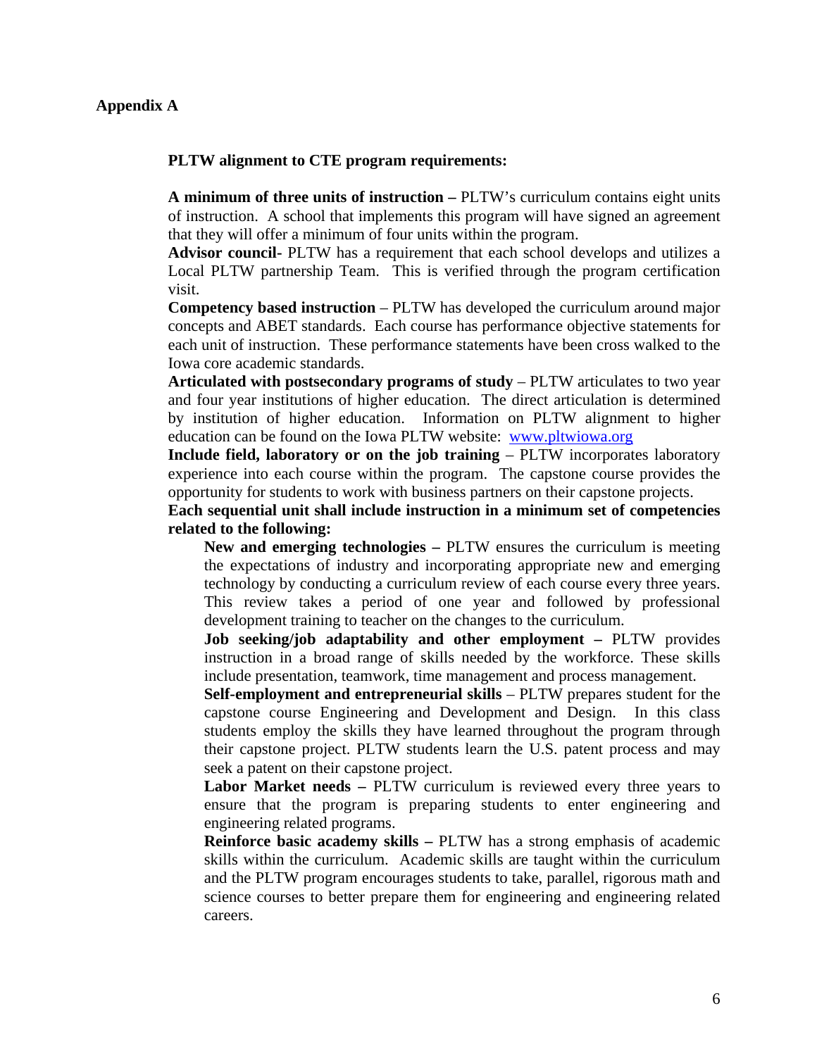**Appendix A**

**PLTW alignment to CTE program requirements:**

**A minimum of three units of instruction –** PLTW's curriculum contains eight units of instruction. A school that implements this program will have signed an agreement that they will offer a minimum of four units within the program.

**Advisor council-** PLTW has a requirement that each school develops and utilizes a Local PLTW partnership Team. This is verified through the program certification visit.

**Competency based instruction** – PLTW has developed the curriculum around major concepts and ABET standards. Each course has performance objective statements for each unit of instruction. These performance statements have been cross walked to the Iowa core academic standards.

**Articulated with postsecondary programs of study** – PLTW articulates to two year and four year institutions of higher education. The direct articulation is determined by institution of higher education. Information on PLTW alignment to higher education can be found on the Iowa PLTW website: www.pltwiowa.org

**Include field, laboratory or on the job training** – PLTW incorporates laboratory experience into each course within the program. The capstone course provides the opportunity for students to work with business partners on their capstone projects.

**Each sequential unit shall include instruction in a minimum set of competencies related to the following:**

- **New and emerging technologies –** PLTW ensures the curriculum is meeting the expectations of industry and incorporating appropriate new and emerging technology by conducting a curriculum review of each course every three years. This review takes a period of one year and followed by professional development training to teacher on the changes to the curriculum.
- **Job seeking/job adaptability and other employment –** PLTW provides instruction in a broad range of skills needed by the workforce. These skills include presentation, teamwork, time management and process management.
- **Self-employment and entrepreneurial skills** – PLTW prepares student for the capstone course Engineering and Development and Design. In this class students employ the skills they have learned throughout the program through their capstone project. PLTW students learn the U.S. patent process and may seek a patent on their capstone project.
- **Labor Market needs –** PLTW curriculum is reviewed every three years to ensure that the program is preparing students to enter engineering and engineering related programs.
- **Reinforce basic academy skills –** PLTW has a strong emphasis of academic skills within the curriculum. Academic skills are taught within the curriculum and the PLTW program encourages students to take, parallel, rigorous math and science courses to better prepare them for engineering and engineering related careers.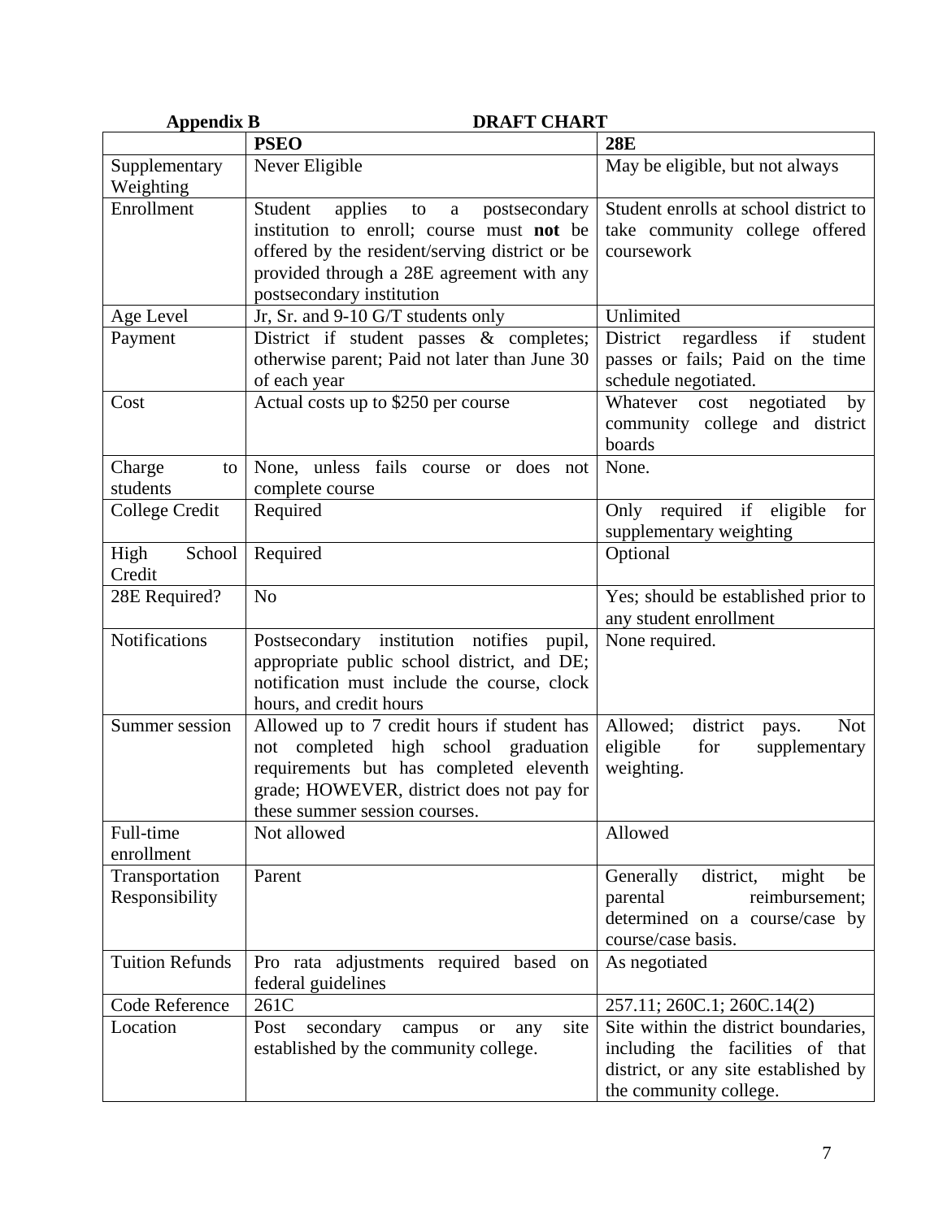**Appendix B** **DRAFT CHART**

| | **PSEO** | **28E** |
|---|---|---|
| Supplementary Weighting | Never Eligible | May be eligible, but not always |
| Enrollment | Student applies to a postsecondary institution to enroll; course must **not** be offered by the resident/serving district or be provided through a 28E agreement with any postsecondary institution | Student enrolls at school district to take community college offered coursework |
| Age Level | Jr, Sr. and 9-10 G/T students only | Unlimited |
| Payment | District if student passes & completes; otherwise parent; Paid not later than June 30 of each year | District regardless if student passes or fails; Paid on the time schedule negotiated. |
| Cost | Actual costs up to $250 per course | Whatever cost negotiated by community college and district boards |
| Charge to students | None, unless fails course or does not complete course | None. |
| College Credit | Required | Only required if eligible for supplementary weighting |
| High School Credit | Required | Optional |
| 28E Required? | No | Yes; should be established prior to any student enrollment |
| Notifications | Postsecondary institution notifies pupil, appropriate public school district, and DE; notification must include the course, clock hours, and credit hours | None required. |
| Summer session | Allowed up to 7 credit hours if student has not completed high school graduation requirements but has completed eleventh grade; HOWEVER, district does not pay for these summer session courses. | Allowed; district pays. Not eligible for supplementary weighting. |
| Full-time enrollment | Not allowed | Allowed |
| Transportation Responsibility | Parent | Generally district, might be parental reimbursement; determined on a course/case by course/case basis. |
| Tuition Refunds | Pro rata adjustments required based on federal guidelines | As negotiated |
| Code Reference | 261C | 257.11; 260C.1; 260C.14(2) |
| Location | Post secondary campus or any site established by the community college. | Site within the district boundaries, including the facilities of that district, or any site established by the community college. |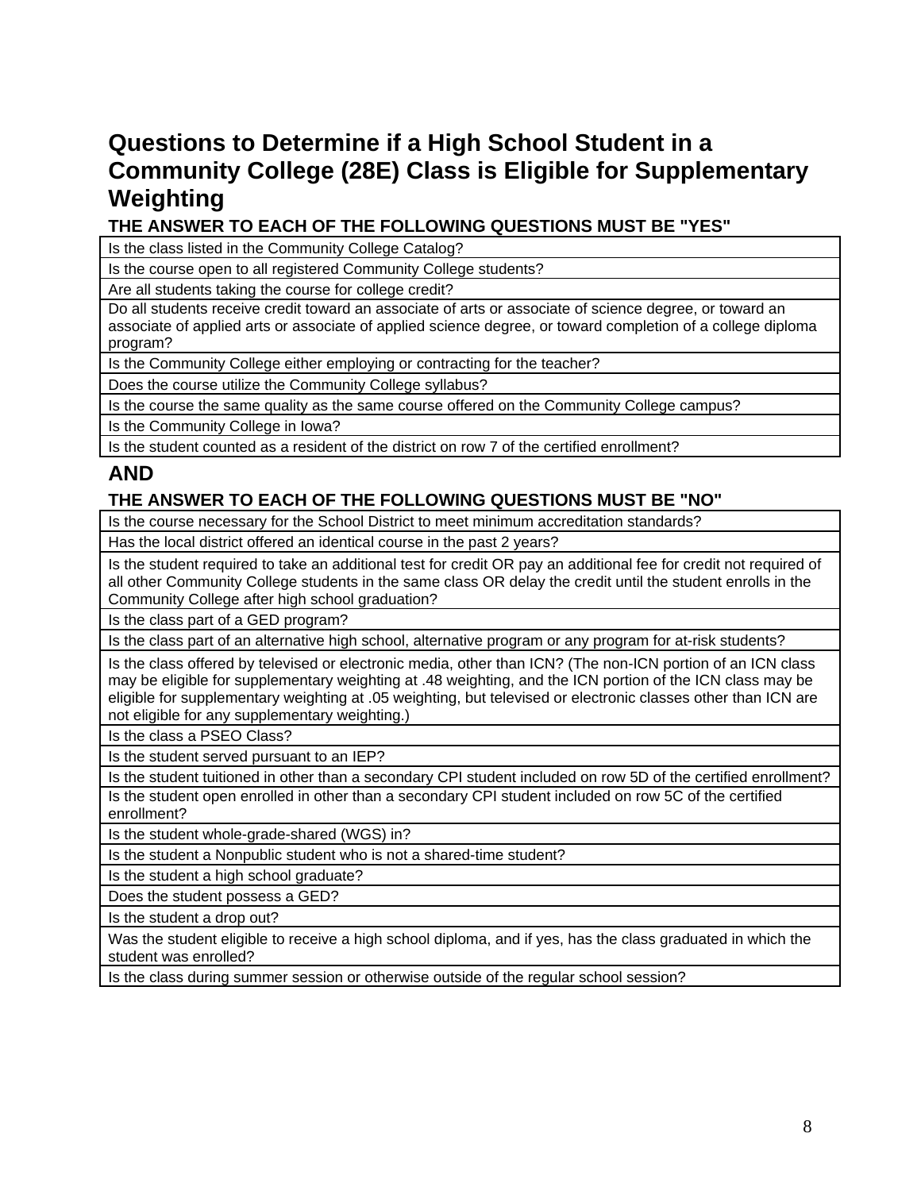# Questions to Determine if a High School Student in a Community College (28E) Class is Eligible for Supplementary Weighting

### THE ANSWER TO EACH OF THE FOLLOWING QUESTIONS MUST BE "YES"

| |
|---|
| Is the class listed in the Community College Catalog? |
| Is the course open to all registered Community College students? |
| Are all students taking the course for college credit? |
| Do all students receive credit toward an associate of arts or associate of science degree, or toward an associate of applied arts or associate of applied science degree, or toward completion of a college diploma program? |
| Is the Community College either employing or contracting for the teacher? |
| Does the course utilize the Community College syllabus? |
| Is the course the same quality as the same course offered on the Community College campus? |
| Is the Community College in Iowa? |
| Is the student counted as a resident of the district on row 7 of the certified enrollment? |

## AND

### THE ANSWER TO EACH OF THE FOLLOWING QUESTIONS MUST BE "NO"

| |
|---|
| Is the course necessary for the School District to meet minimum accreditation standards? |
| Has the local district offered an identical course in the past 2 years? |
| Is the student required to take an additional test for credit OR pay an additional fee for credit not required of all other Community College students in the same class OR delay the credit until the student enrolls in the Community College after high school graduation? |
| Is the class part of a GED program? |
| Is the class part of an alternative high school, alternative program or any program for at-risk students? |
| Is the class offered by televised or electronic media, other than ICN? (The non-ICN portion of an ICN class may be eligible for supplementary weighting at .48 weighting, and the ICN portion of the ICN class may be eligible for supplementary weighting at .05 weighting, but televised or electronic classes other than ICN are not eligible for any supplementary weighting.) |
| Is the class a PSEO Class? |
| Is the student served pursuant to an IEP? |
| Is the student tuitioned in other than a secondary CPI student included on row 5D of the certified enrollment? |
| Is the student open enrolled in other than a secondary CPI student included on row 5C of the certified enrollment? |
| Is the student whole-grade-shared (WGS) in? |
| Is the student a Nonpublic student who is not a shared-time student? |
| Is the student a high school graduate? |
| Does the student possess a GED? |
| Is the student a drop out? |
| Was the student eligible to receive a high school diploma, and if yes, has the class graduated in which the student was enrolled? |
| Is the class during summer session or otherwise outside of the regular school session? |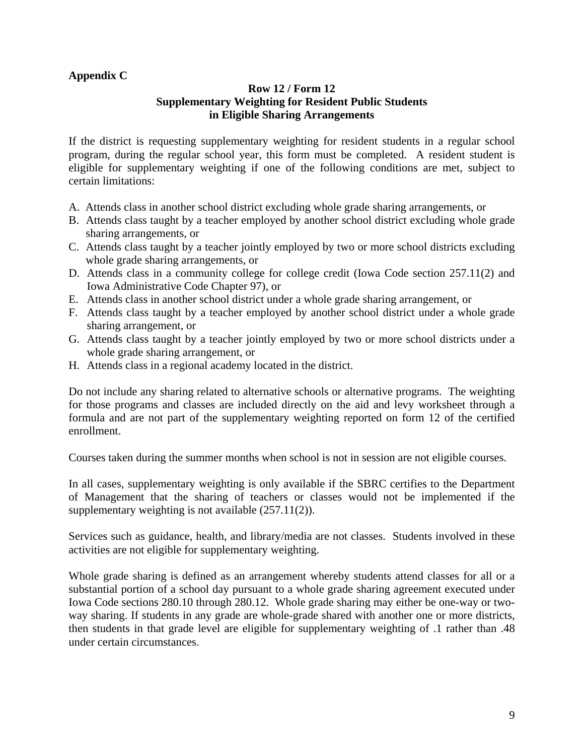**Appendix C**

**Row 12 / Form 12**
**Supplementary Weighting for Resident Public Students in Eligible Sharing Arrangements**

If the district is requesting supplementary weighting for resident students in a regular school program, during the regular school year, this form must be completed. A resident student is eligible for supplementary weighting if one of the following conditions are met, subject to certain limitations:

A. Attends class in another school district excluding whole grade sharing arrangements, or
B. Attends class taught by a teacher employed by another school district excluding whole grade sharing arrangements, or
C. Attends class taught by a teacher jointly employed by two or more school districts excluding whole grade sharing arrangements, or
D. Attends class in a community college for college credit (Iowa Code section 257.11(2) and Iowa Administrative Code Chapter 97), or
E. Attends class in another school district under a whole grade sharing arrangement, or
F. Attends class taught by a teacher employed by another school district under a whole grade sharing arrangement, or
G. Attends class taught by a teacher jointly employed by two or more school districts under a whole grade sharing arrangement, or
H. Attends class in a regional academy located in the district.

Do not include any sharing related to alternative schools or alternative programs. The weighting for those programs and classes are included directly on the aid and levy worksheet through a formula and are not part of the supplementary weighting reported on form 12 of the certified enrollment.

Courses taken during the summer months when school is not in session are not eligible courses.

In all cases, supplementary weighting is only available if the SBRC certifies to the Department of Management that the sharing of teachers or classes would not be implemented if the supplementary weighting is not available (257.11(2)).

Services such as guidance, health, and library/media are not classes. Students involved in these activities are not eligible for supplementary weighting.

Whole grade sharing is defined as an arrangement whereby students attend classes for all or a substantial portion of a school day pursuant to a whole grade sharing agreement executed under Iowa Code sections 280.10 through 280.12. Whole grade sharing may either be one-way or two-way sharing. If students in any grade are whole-grade shared with another one or more districts, then students in that grade level are eligible for supplementary weighting of .1 rather than .48 under certain circumstances.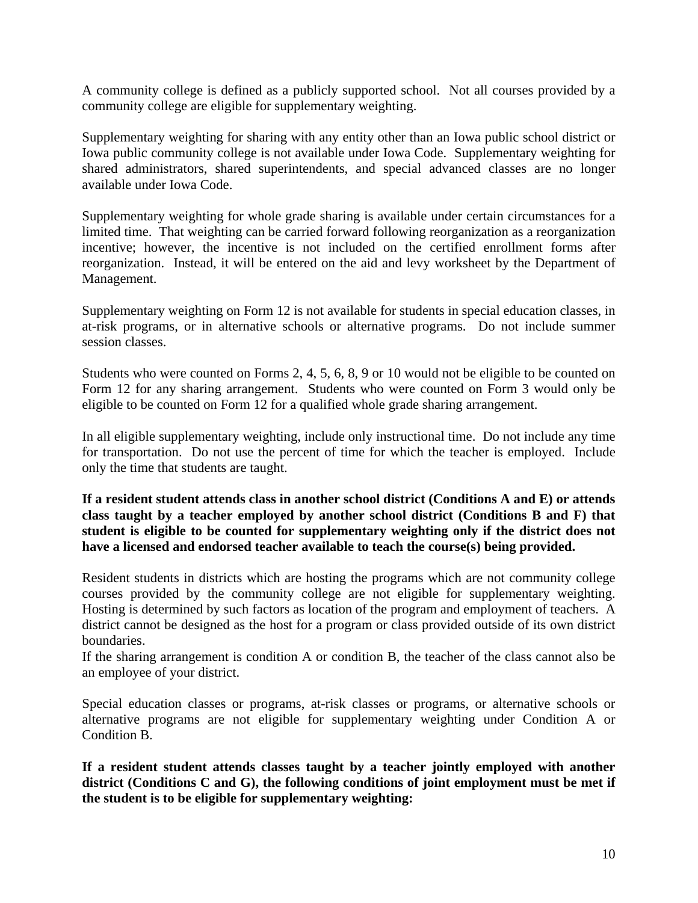A community college is defined as a publicly supported school. Not all courses provided by a community college are eligible for supplementary weighting.

Supplementary weighting for sharing with any entity other than an Iowa public school district or Iowa public community college is not available under Iowa Code. Supplementary weighting for shared administrators, shared superintendents, and special advanced classes are no longer available under Iowa Code.

Supplementary weighting for whole grade sharing is available under certain circumstances for a limited time. That weighting can be carried forward following reorganization as a reorganization incentive; however, the incentive is not included on the certified enrollment forms after reorganization. Instead, it will be entered on the aid and levy worksheet by the Department of Management.

Supplementary weighting on Form 12 is not available for students in special education classes, in at-risk programs, or in alternative schools or alternative programs. Do not include summer session classes.

Students who were counted on Forms 2, 4, 5, 6, 8, 9 or 10 would not be eligible to be counted on Form 12 for any sharing arrangement. Students who were counted on Form 3 would only be eligible to be counted on Form 12 for a qualified whole grade sharing arrangement.

In all eligible supplementary weighting, include only instructional time. Do not include any time for transportation. Do not use the percent of time for which the teacher is employed. Include only the time that students are taught.

**If a resident student attends class in another school district (Conditions A and E) or attends class taught by a teacher employed by another school district (Conditions B and F) that student is eligible to be counted for supplementary weighting only if the district does not have a licensed and endorsed teacher available to teach the course(s) being provided.**

Resident students in districts which are hosting the programs which are not community college courses provided by the community college are not eligible for supplementary weighting. Hosting is determined by such factors as location of the program and employment of teachers. A district cannot be designed as the host for a program or class provided outside of its own district boundaries.
If the sharing arrangement is condition A or condition B, the teacher of the class cannot also be an employee of your district.

Special education classes or programs, at-risk classes or programs, or alternative schools or alternative programs are not eligible for supplementary weighting under Condition A or Condition B.

**If a resident student attends classes taught by a teacher jointly employed with another district (Conditions C and G), the following conditions of joint employment must be met if the student is to be eligible for supplementary weighting:**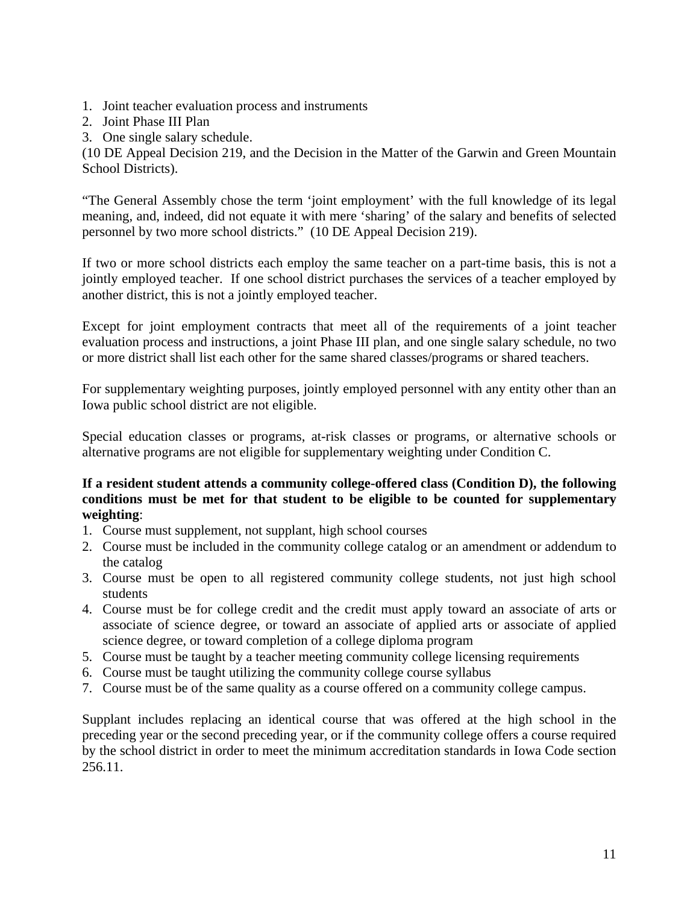1. Joint teacher evaluation process and instruments
2. Joint Phase III Plan
3. One single salary schedule.

(10 DE Appeal Decision 219, and the Decision in the Matter of the Garwin and Green Mountain School Districts).

"The General Assembly chose the term 'joint employment' with the full knowledge of its legal meaning, and, indeed, did not equate it with mere 'sharing' of the salary and benefits of selected personnel by two more school districts." (10 DE Appeal Decision 219).

If two or more school districts each employ the same teacher on a part-time basis, this is not a jointly employed teacher. If one school district purchases the services of a teacher employed by another district, this is not a jointly employed teacher.

Except for joint employment contracts that meet all of the requirements of a joint teacher evaluation process and instructions, a joint Phase III plan, and one single salary schedule, no two or more district shall list each other for the same shared classes/programs or shared teachers.

For supplementary weighting purposes, jointly employed personnel with any entity other than an Iowa public school district are not eligible.

Special education classes or programs, at-risk classes or programs, or alternative schools or alternative programs are not eligible for supplementary weighting under Condition C.

**If a resident student attends a community college-offered class (Condition D), the following conditions must be met for that student to be eligible to be counted for supplementary weighting**:

1. Course must supplement, not supplant, high school courses
2. Course must be included in the community college catalog or an amendment or addendum to the catalog
3. Course must be open to all registered community college students, not just high school students
4. Course must be for college credit and the credit must apply toward an associate of arts or associate of science degree, or toward an associate of applied arts or associate of applied science degree, or toward completion of a college diploma program
5. Course must be taught by a teacher meeting community college licensing requirements
6. Course must be taught utilizing the community college course syllabus
7. Course must be of the same quality as a course offered on a community college campus.

Supplant includes replacing an identical course that was offered at the high school in the preceding year or the second preceding year, or if the community college offers a course required by the school district in order to meet the minimum accreditation standards in Iowa Code section 256.11.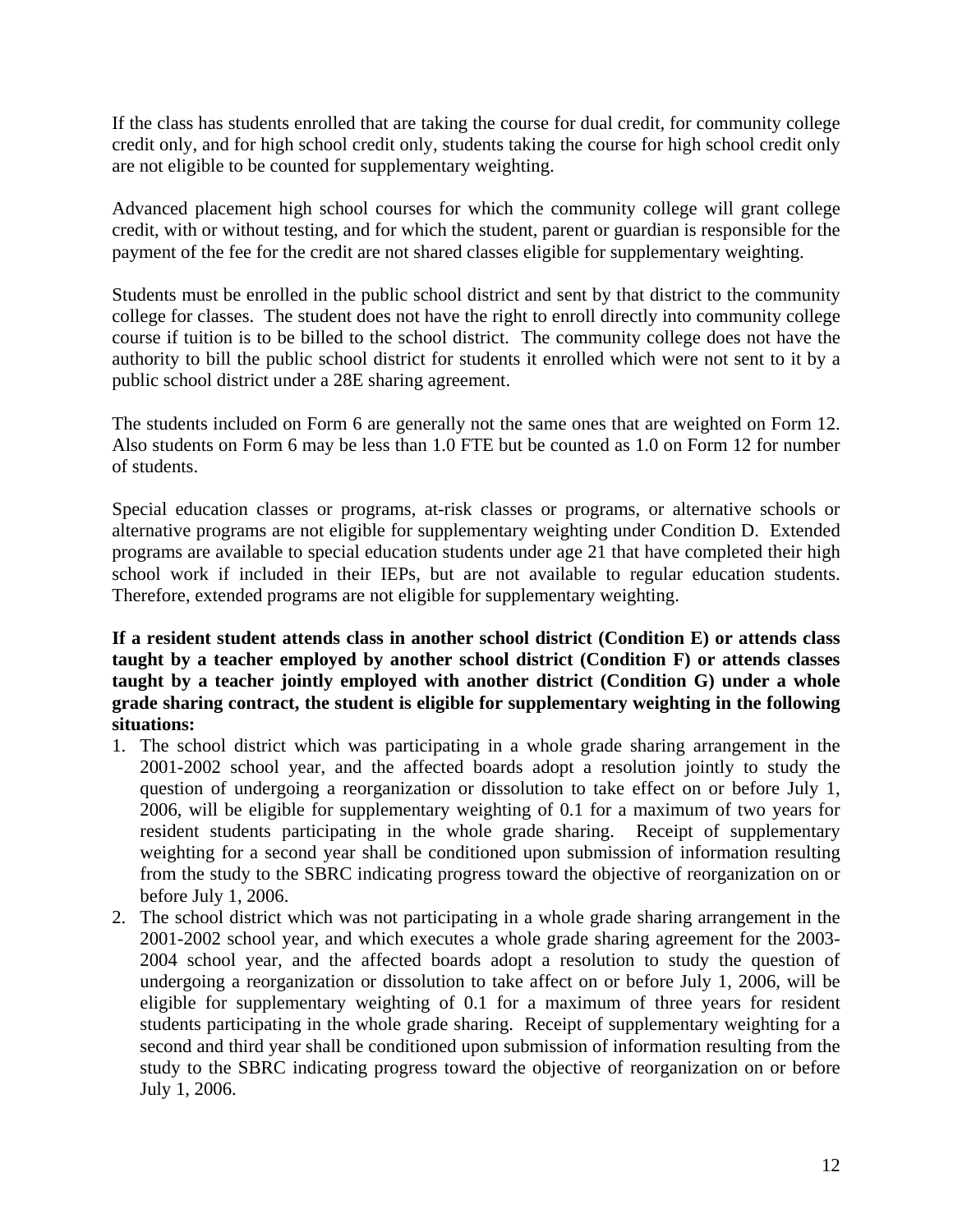If the class has students enrolled that are taking the course for dual credit, for community college credit only, and for high school credit only, students taking the course for high school credit only are not eligible to be counted for supplementary weighting.

Advanced placement high school courses for which the community college will grant college credit, with or without testing, and for which the student, parent or guardian is responsible for the payment of the fee for the credit are not shared classes eligible for supplementary weighting.

Students must be enrolled in the public school district and sent by that district to the community college for classes. The student does not have the right to enroll directly into community college course if tuition is to be billed to the school district. The community college does not have the authority to bill the public school district for students it enrolled which were not sent to it by a public school district under a 28E sharing agreement.

The students included on Form 6 are generally not the same ones that are weighted on Form 12. Also students on Form 6 may be less than 1.0 FTE but be counted as 1.0 on Form 12 for number of students.

Special education classes or programs, at-risk classes or programs, or alternative schools or alternative programs are not eligible for supplementary weighting under Condition D. Extended programs are available to special education students under age 21 that have completed their high school work if included in their IEPs, but are not available to regular education students. Therefore, extended programs are not eligible for supplementary weighting.

**If a resident student attends class in another school district (Condition E) or attends class taught by a teacher employed by another school district (Condition F) or attends classes taught by a teacher jointly employed with another district (Condition G) under a whole grade sharing contract, the student is eligible for supplementary weighting in the following situations:**

1. The school district which was participating in a whole grade sharing arrangement in the 2001-2002 school year, and the affected boards adopt a resolution jointly to study the question of undergoing a reorganization or dissolution to take effect on or before July 1, 2006, will be eligible for supplementary weighting of 0.1 for a maximum of two years for resident students participating in the whole grade sharing. Receipt of supplementary weighting for a second year shall be conditioned upon submission of information resulting from the study to the SBRC indicating progress toward the objective of reorganization on or before July 1, 2006.
2. The school district which was not participating in a whole grade sharing arrangement in the 2001-2002 school year, and which executes a whole grade sharing agreement for the 2003-2004 school year, and the affected boards adopt a resolution to study the question of undergoing a reorganization or dissolution to take affect on or before July 1, 2006, will be eligible for supplementary weighting of 0.1 for a maximum of three years for resident students participating in the whole grade sharing. Receipt of supplementary weighting for a second and third year shall be conditioned upon submission of information resulting from the study to the SBRC indicating progress toward the objective of reorganization on or before July 1, 2006.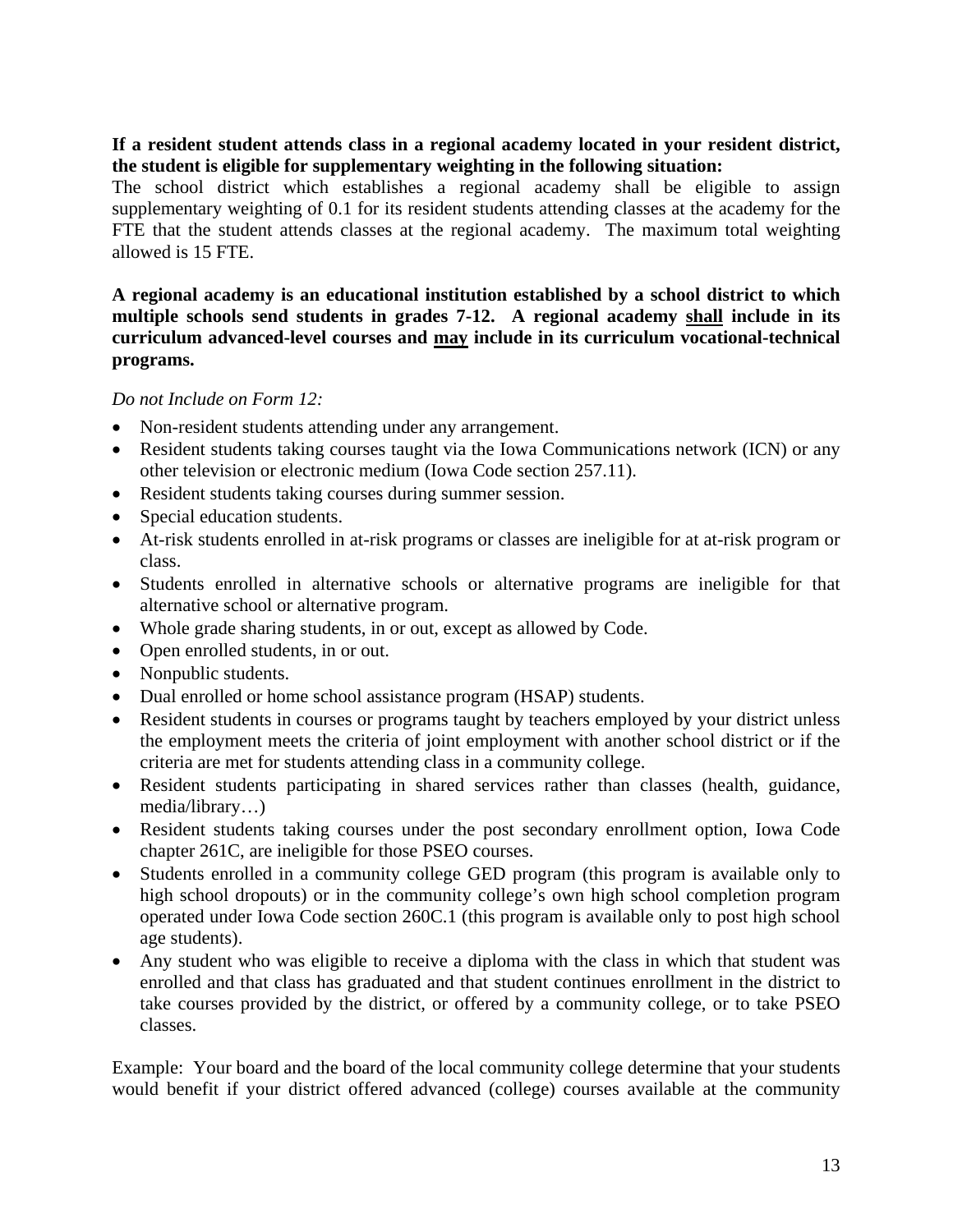**If a resident student attends class in a regional academy located in your resident district, the student is eligible for supplementary weighting in the following situation:**

The school district which establishes a regional academy shall be eligible to assign supplementary weighting of 0.1 for its resident students attending classes at the academy for the FTE that the student attends classes at the regional academy. The maximum total weighting allowed is 15 FTE.

**A regional academy is an educational institution established by a school district to which multiple schools send students in grades 7-12. A regional academy <u>shall</u> include in its curriculum advanced-level courses and <u>may</u> include in its curriculum vocational-technical programs.**

*Do not Include on Form 12:*

- Non-resident students attending under any arrangement.
- Resident students taking courses taught via the Iowa Communications network (ICN) or any other television or electronic medium (Iowa Code section 257.11).
- Resident students taking courses during summer session.
- Special education students.
- At-risk students enrolled in at-risk programs or classes are ineligible for at at-risk program or class.
- Students enrolled in alternative schools or alternative programs are ineligible for that alternative school or alternative program.
- Whole grade sharing students, in or out, except as allowed by Code.
- Open enrolled students, in or out.
- Nonpublic students.
- Dual enrolled or home school assistance program (HSAP) students.
- Resident students in courses or programs taught by teachers employed by your district unless the employment meets the criteria of joint employment with another school district or if the criteria are met for students attending class in a community college.
- Resident students participating in shared services rather than classes (health, guidance, media/library…)
- Resident students taking courses under the post secondary enrollment option, Iowa Code chapter 261C, are ineligible for those PSEO courses.
- Students enrolled in a community college GED program (this program is available only to high school dropouts) or in the community college's own high school completion program operated under Iowa Code section 260C.1 (this program is available only to post high school age students).
- Any student who was eligible to receive a diploma with the class in which that student was enrolled and that class has graduated and that student continues enrollment in the district to take courses provided by the district, or offered by a community college, or to take PSEO classes.

Example: Your board and the board of the local community college determine that your students would benefit if your district offered advanced (college) courses available at the community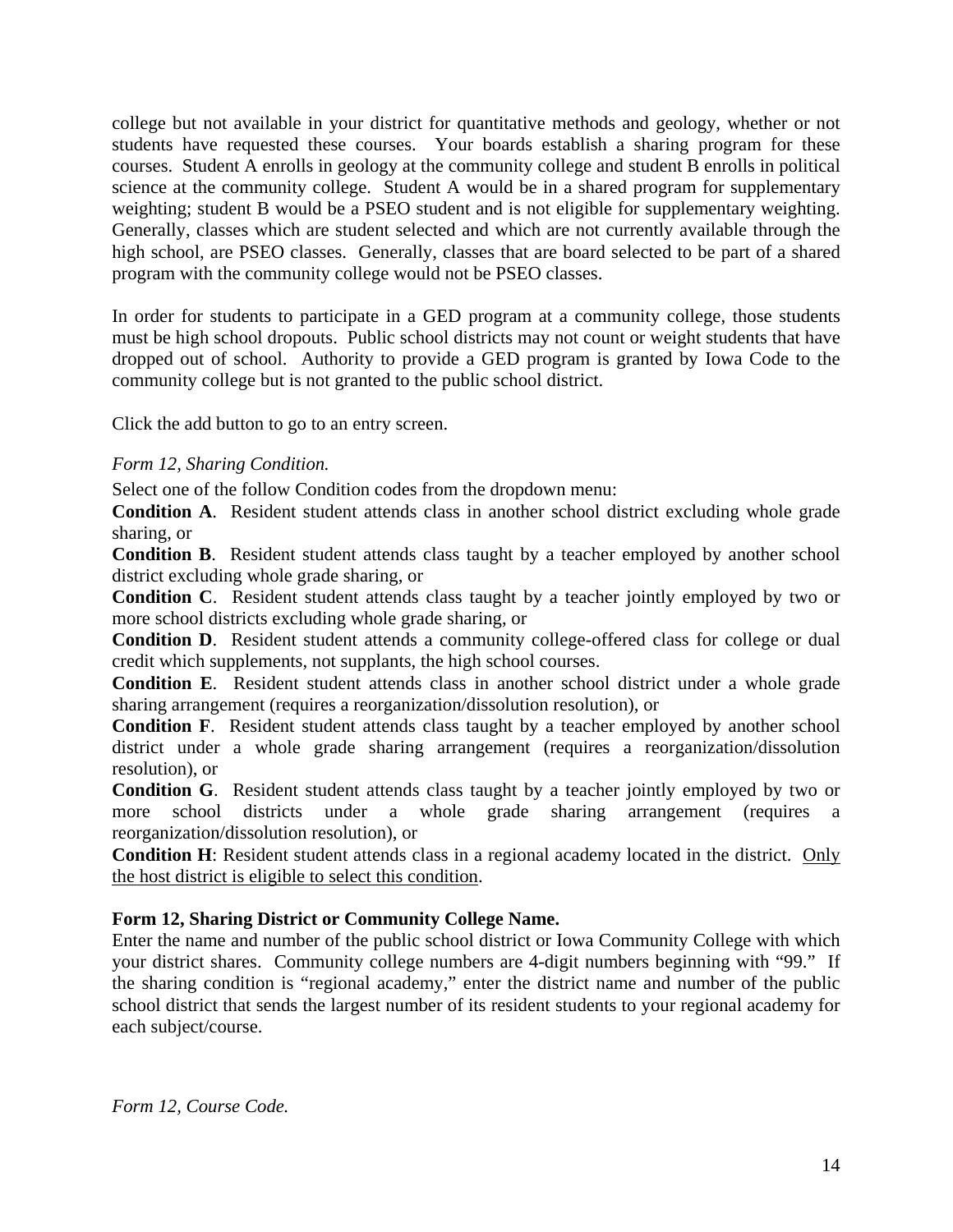college but not available in your district for quantitative methods and geology, whether or not students have requested these courses. Your boards establish a sharing program for these courses. Student A enrolls in geology at the community college and student B enrolls in political science at the community college. Student A would be in a shared program for supplementary weighting; student B would be a PSEO student and is not eligible for supplementary weighting. Generally, classes which are student selected and which are not currently available through the high school, are PSEO classes. Generally, classes that are board selected to be part of a shared program with the community college would not be PSEO classes.

In order for students to participate in a GED program at a community college, those students must be high school dropouts. Public school districts may not count or weight students that have dropped out of school. Authority to provide a GED program is granted by Iowa Code to the community college but is not granted to the public school district.

Click the add button to go to an entry screen.

*Form 12, Sharing Condition.*

Select one of the follow Condition codes from the dropdown menu:

**Condition A**. Resident student attends class in another school district excluding whole grade sharing, or

**Condition B**. Resident student attends class taught by a teacher employed by another school district excluding whole grade sharing, or

**Condition C**. Resident student attends class taught by a teacher jointly employed by two or more school districts excluding whole grade sharing, or

**Condition D**. Resident student attends a community college-offered class for college or dual credit which supplements, not supplants, the high school courses.

**Condition E**. Resident student attends class in another school district under a whole grade sharing arrangement (requires a reorganization/dissolution resolution), or

**Condition F**. Resident student attends class taught by a teacher employed by another school district under a whole grade sharing arrangement (requires a reorganization/dissolution resolution), or

**Condition G**. Resident student attends class taught by a teacher jointly employed by two or more school districts under a whole grade sharing arrangement (requires a reorganization/dissolution resolution), or

**Condition H**: Resident student attends class in a regional academy located in the district. <u>Only the host district is eligible to select this condition</u>.

**Form 12, Sharing District or Community College Name.**

Enter the name and number of the public school district or Iowa Community College with which your district shares. Community college numbers are 4-digit numbers beginning with "99." If the sharing condition is "regional academy," enter the district name and number of the public school district that sends the largest number of its resident students to your regional academy for each subject/course.

*Form 12, Course Code.*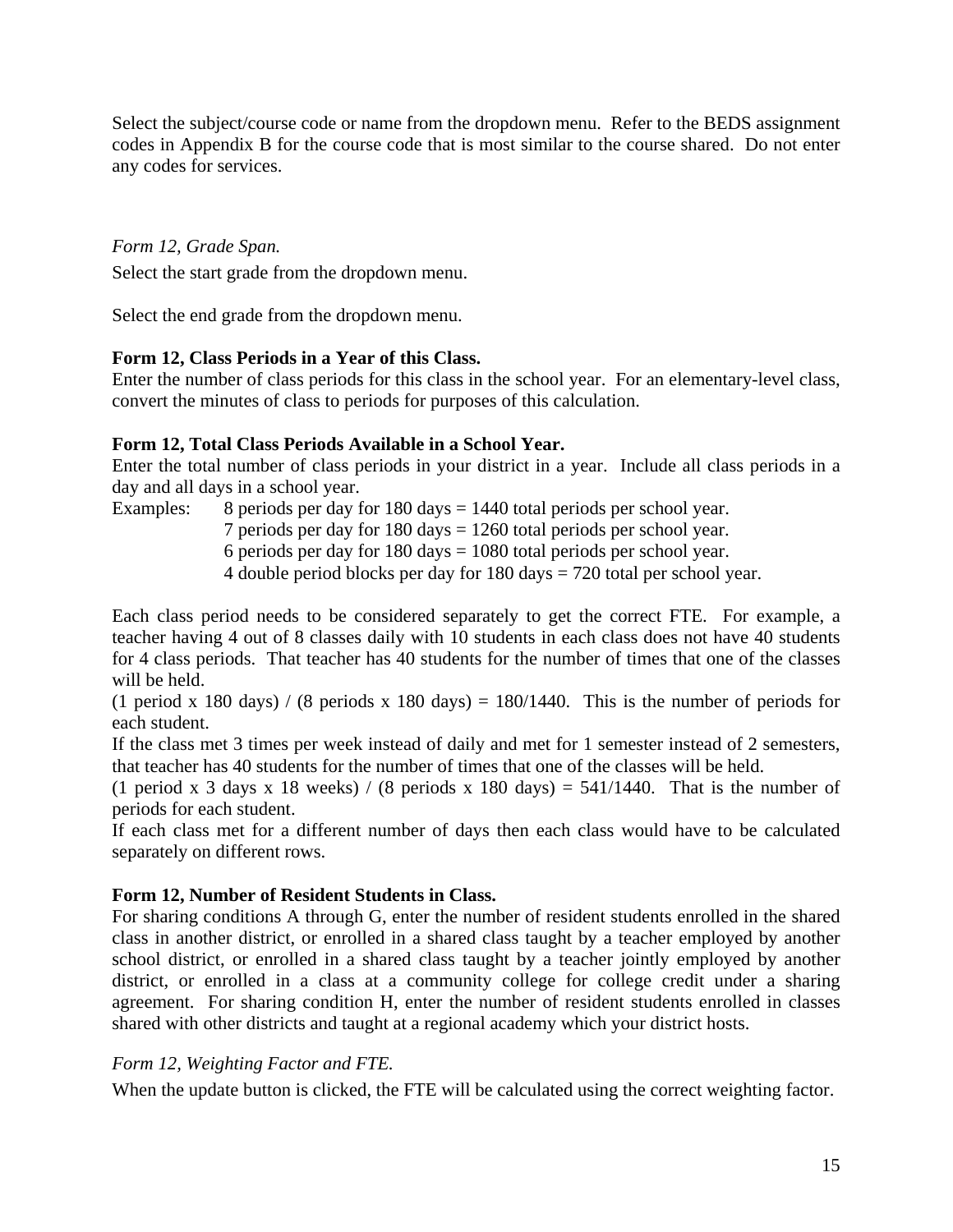Select the subject/course code or name from the dropdown menu. Refer to the BEDS assignment codes in Appendix B for the course code that is most similar to the course shared. Do not enter any codes for services.

*Form 12, Grade Span.*

Select the start grade from the dropdown menu.

Select the end grade from the dropdown menu.

**Form 12, Class Periods in a Year of this Class.**

Enter the number of class periods for this class in the school year. For an elementary-level class, convert the minutes of class to periods for purposes of this calculation.

**Form 12, Total Class Periods Available in a School Year.**

Enter the total number of class periods in your district in a year. Include all class periods in a day and all days in a school year.

Examples: 8 periods per day for 180 days = 1440 total periods per school year.
7 periods per day for 180 days = 1260 total periods per school year.
6 periods per day for 180 days = 1080 total periods per school year.
4 double period blocks per day for 180 days = 720 total per school year.

Each class period needs to be considered separately to get the correct FTE. For example, a teacher having 4 out of 8 classes daily with 10 students in each class does not have 40 students for 4 class periods. That teacher has 40 students for the number of times that one of the classes will be held.

(1 period x 180 days) / (8 periods x 180 days) = 180/1440. This is the number of periods for each student.

If the class met 3 times per week instead of daily and met for 1 semester instead of 2 semesters, that teacher has 40 students for the number of times that one of the classes will be held.

(1 period x 3 days x 18 weeks) / (8 periods x 180 days) = 541/1440. That is the number of periods for each student.

If each class met for a different number of days then each class would have to be calculated separately on different rows.

**Form 12, Number of Resident Students in Class.**

For sharing conditions A through G, enter the number of resident students enrolled in the shared class in another district, or enrolled in a shared class taught by a teacher employed by another school district, or enrolled in a shared class taught by a teacher jointly employed by another district, or enrolled in a class at a community college for college credit under a sharing agreement. For sharing condition H, enter the number of resident students enrolled in classes shared with other districts and taught at a regional academy which your district hosts.

*Form 12, Weighting Factor and FTE.*

When the update button is clicked, the FTE will be calculated using the correct weighting factor.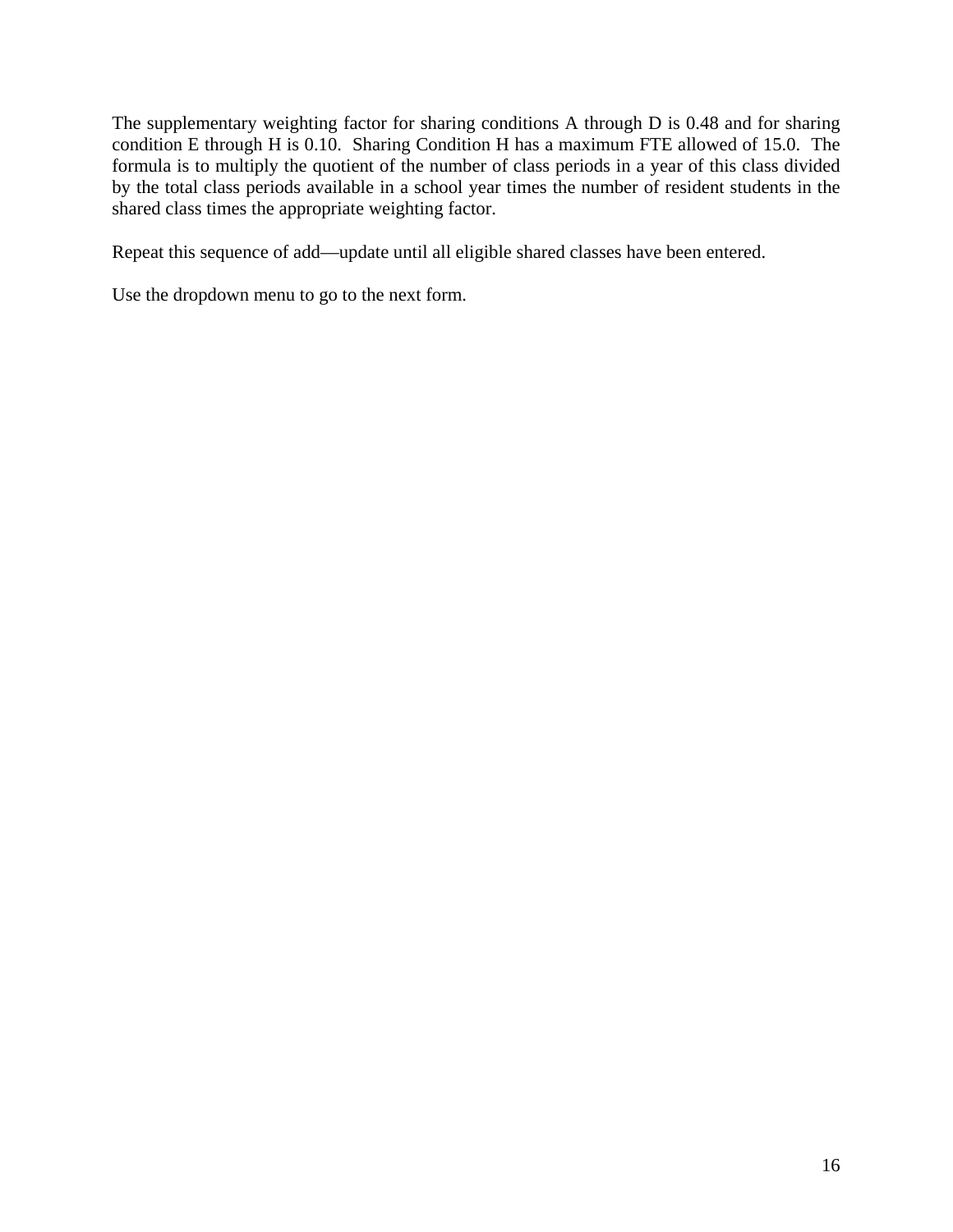The supplementary weighting factor for sharing conditions A through D is 0.48 and for sharing condition E through H is 0.10. Sharing Condition H has a maximum FTE allowed of 15.0. The formula is to multiply the quotient of the number of class periods in a year of this class divided by the total class periods available in a school year times the number of resident students in the shared class times the appropriate weighting factor.

Repeat this sequence of add—update until all eligible shared classes have been entered.

Use the dropdown menu to go to the next form.